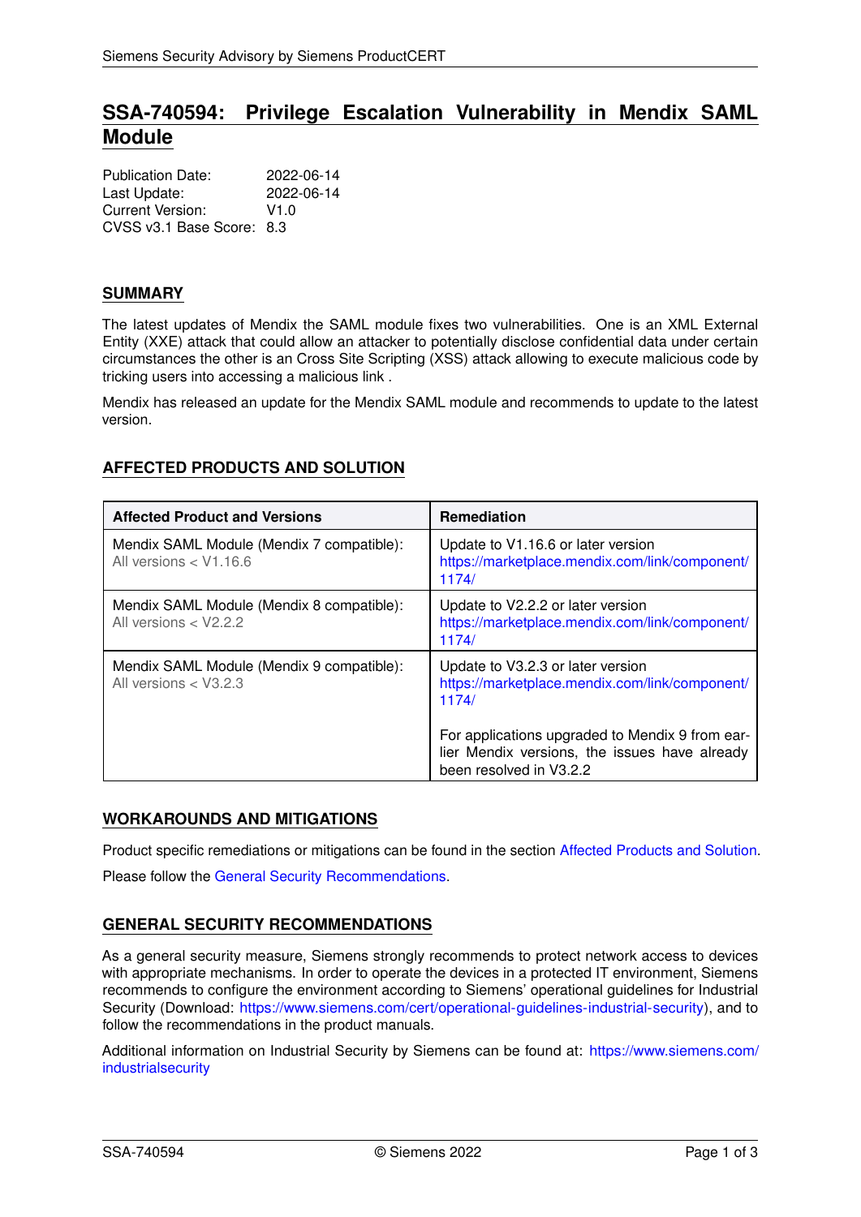# SSA-740594: Privilege Escalation Vulnerability in Mendix SAML Module

Publication Date: 2022-06-14
Last Update: 2022-06-14
Current Version: V1.0
CVSS v3.1 Base Score: 8.3

## SUMMARY

The latest updates of Mendix the SAML module fixes two vulnerabilities. One is an XML External Entity (XXE) attack that could allow an attacker to potentially disclose confidential data under certain circumstances the other is an Cross Site Scripting (XSS) attack allowing to execute malicious code by tricking users into accessing a malicious link .

Mendix has released an update for the Mendix SAML module and recommends to update to the latest version.

## AFFECTED PRODUCTS AND SOLUTION

| Affected Product and Versions | Remediation |
|---|---|
| Mendix SAML Module (Mendix 7 compatible): All versions < V1.16.6 | Update to V1.16.6 or later version https://marketplace.mendix.com/link/component/1174/ |
| Mendix SAML Module (Mendix 8 compatible): All versions < V2.2.2 | Update to V2.2.2 or later version https://marketplace.mendix.com/link/component/1174/ |
| Mendix SAML Module (Mendix 9 compatible): All versions < V3.2.3 | Update to V3.2.3 or later version https://marketplace.mendix.com/link/component/1174/ For applications upgraded to Mendix 9 from earlier Mendix versions, the issues have already been resolved in V3.2.2 |

## WORKAROUNDS AND MITIGATIONS

Product specific remediations or mitigations can be found in the section Affected Products and Solution.

Please follow the General Security Recommendations.

## GENERAL SECURITY RECOMMENDATIONS

As a general security measure, Siemens strongly recommends to protect network access to devices with appropriate mechanisms. In order to operate the devices in a protected IT environment, Siemens recommends to configure the environment according to Siemens' operational guidelines for Industrial Security (Download: https://www.siemens.com/cert/operational-guidelines-industrial-security), and to follow the recommendations in the product manuals.

Additional information on Industrial Security by Siemens can be found at: https://www.siemens.com/industrialsecurity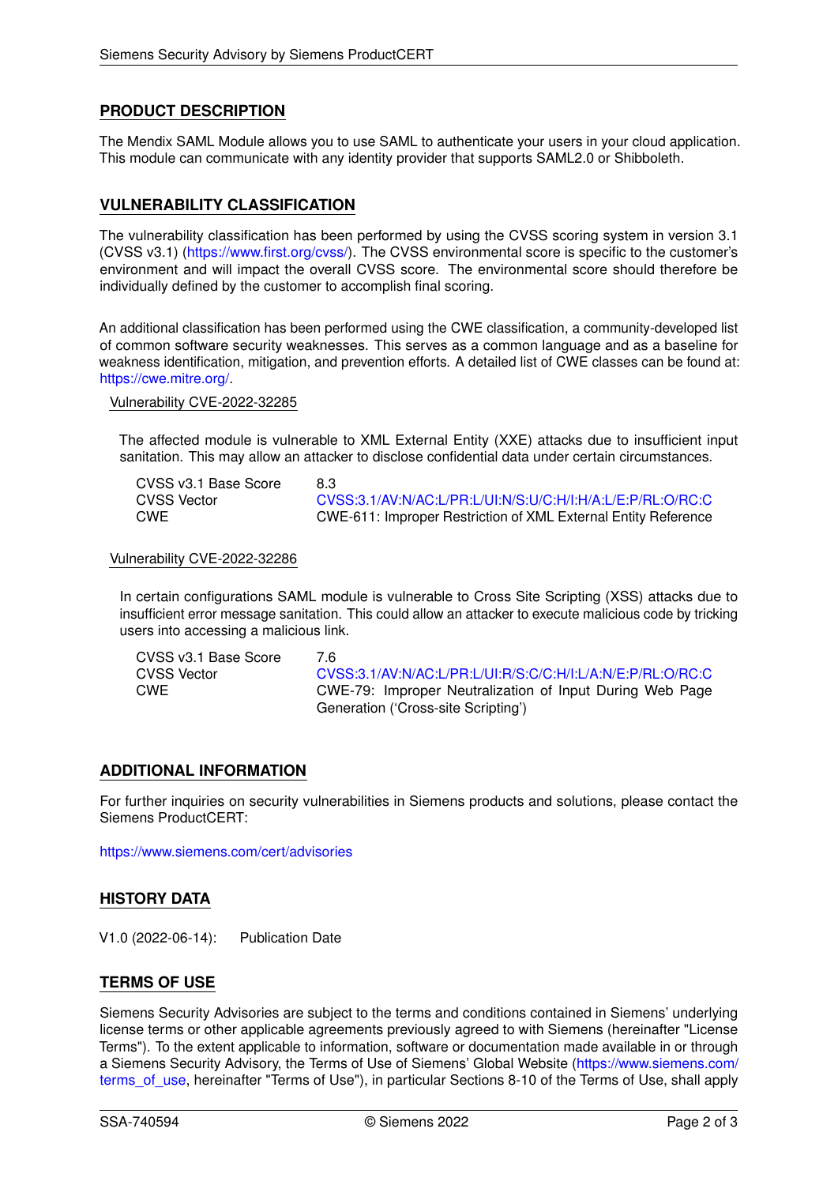## PRODUCT DESCRIPTION

The Mendix SAML Module allows you to use SAML to authenticate your users in your cloud application. This module can communicate with any identity provider that supports SAML2.0 or Shibboleth.

## VULNERABILITY CLASSIFICATION

The vulnerability classification has been performed by using the CVSS scoring system in version 3.1 (CVSS v3.1) (https://www.first.org/cvss/). The CVSS environmental score is specific to the customer's environment and will impact the overall CVSS score. The environmental score should therefore be individually defined by the customer to accomplish final scoring.

An additional classification has been performed using the CWE classification, a community-developed list of common software security weaknesses. This serves as a common language and as a baseline for weakness identification, mitigation, and prevention efforts. A detailed list of CWE classes can be found at: https://cwe.mitre.org/.

### Vulnerability CVE-2022-32285

The affected module is vulnerable to XML External Entity (XXE) attacks due to insufficient input sanitation. This may allow an attacker to disclose confidential data under certain circumstances.

| | |
|---|---|
| CVSS v3.1 Base Score | 8.3 |
| CVSS Vector | CVSS:3.1/AV:N/AC:L/PR:L/UI:N/S:U/C:H/I:H/A:L/E:P/RL:O/RC:C |
| CWE | CWE-611: Improper Restriction of XML External Entity Reference |

### Vulnerability CVE-2022-32286

In certain configurations SAML module is vulnerable to Cross Site Scripting (XSS) attacks due to insufficient error message sanitation. This could allow an attacker to execute malicious code by tricking users into accessing a malicious link.

| | |
|---|---|
| CVSS v3.1 Base Score | 7.6 |
| CVSS Vector | CVSS:3.1/AV:N/AC:L/PR:L/UI:R/S:C/C:H/I:L/A:N/E:P/RL:O/RC:C |
| CWE | CWE-79: Improper Neutralization of Input During Web Page Generation ('Cross-site Scripting') |

## ADDITIONAL INFORMATION

For further inquiries on security vulnerabilities in Siemens products and solutions, please contact the Siemens ProductCERT:

https://www.siemens.com/cert/advisories

## HISTORY DATA

V1.0 (2022-06-14): Publication Date

## TERMS OF USE

Siemens Security Advisories are subject to the terms and conditions contained in Siemens' underlying license terms or other applicable agreements previously agreed to with Siemens (hereinafter "License Terms"). To the extent applicable to information, software or documentation made available in or through a Siemens Security Advisory, the Terms of Use of Siemens' Global Website (https://www.siemens.com/terms_of_use, hereinafter "Terms of Use"), in particular Sections 8-10 of the Terms of Use, shall apply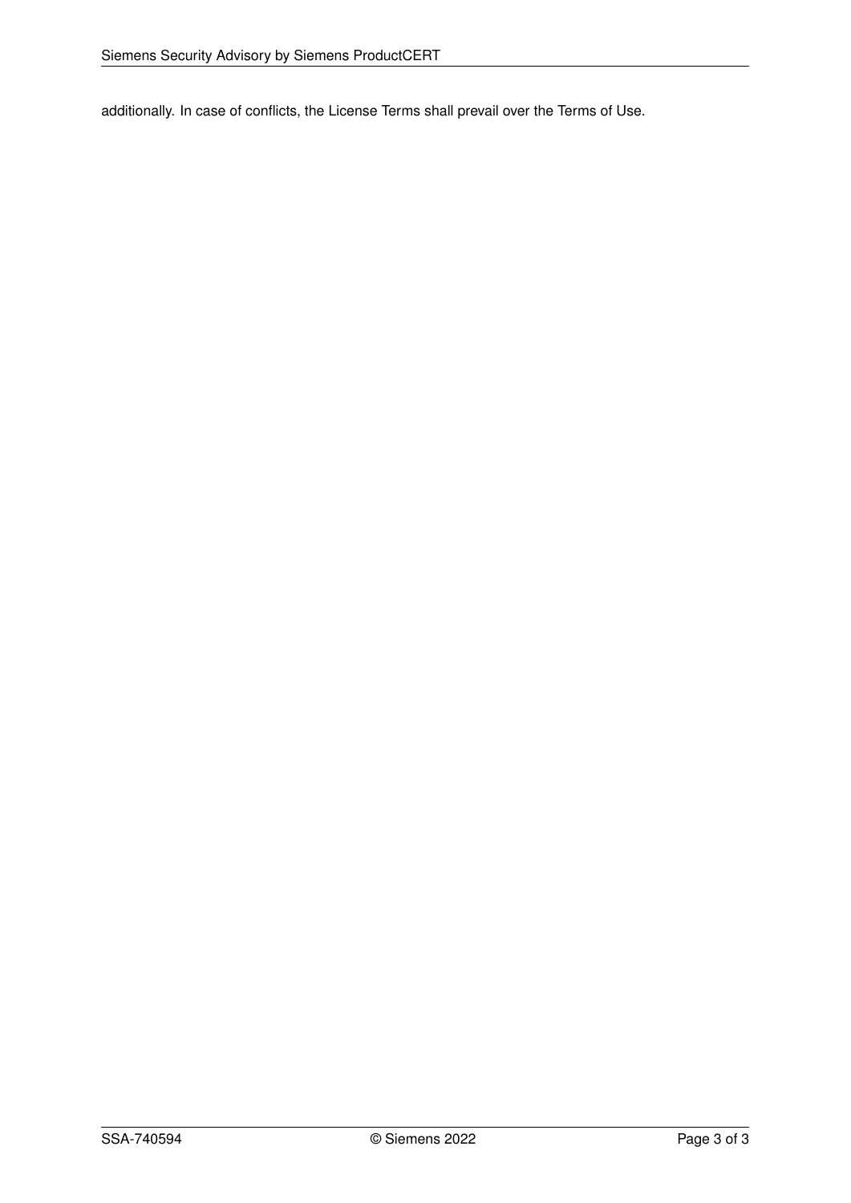additionally. In case of conflicts, the License Terms shall prevail over the Terms of Use.